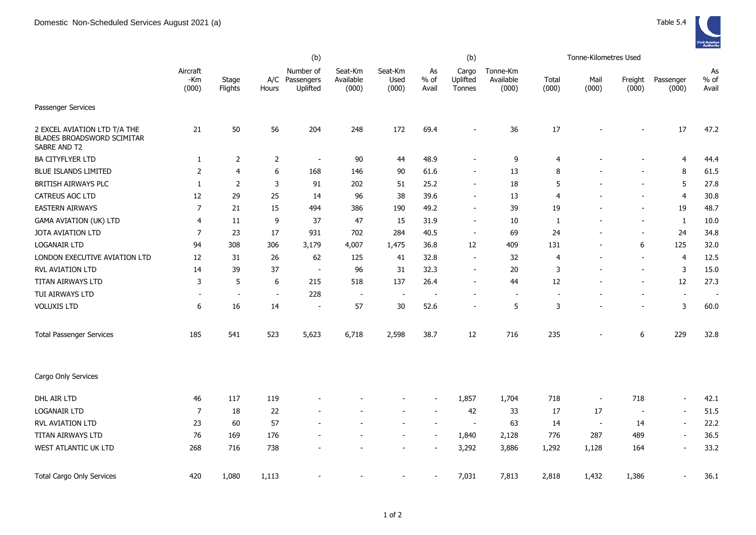Domestic Non-Scheduled Services August 2021 (a)

Table 5.4

| | Aircraft -Km (000) | Stage Flights | A/C Hours | (b) Number of Passengers Uplifted | Seat-Km Available (000) | Seat-Km Used (000) | As % of Avail | (b) Cargo Uplifted Tonnes | Tonne-Km Available (000) | Tonne-Kilometres Used Total (000) | Mail (000) | Freight (000) | Passenger (000) | As % of Avail |
|---|---|---|---|---|---|---|---|---|---|---|---|---|---|---|
| Passenger Services | | | | | | | | | | | | | | |
| 2 EXCEL AVIATION LTD T/A THE BLADES BROADSWORD SCIMITAR SABRE AND T2 | 21 | 50 | 56 | 204 | 248 | 172 | 69.4 | - | 36 | 17 | - | - | 17 | 47.2 |
| BA CITYFLYER LTD | 1 | 2 | 2 | - | 90 | 44 | 48.9 | - | 9 | 4 | - | - | 4 | 44.4 |
| BLUE ISLANDS LIMITED | 2 | 4 | 6 | 168 | 146 | 90 | 61.6 | - | 13 | 8 | - | - | 8 | 61.5 |
| BRITISH AIRWAYS PLC | 1 | 2 | 3 | 91 | 202 | 51 | 25.2 | - | 18 | 5 | - | - | 5 | 27.8 |
| CATREUS AOC LTD | 12 | 29 | 25 | 14 | 96 | 38 | 39.6 | - | 13 | 4 | - | - | 4 | 30.8 |
| EASTERN AIRWAYS | 7 | 21 | 15 | 494 | 386 | 190 | 49.2 | - | 39 | 19 | - | - | 19 | 48.7 |
| GAMA AVIATION (UK) LTD | 4 | 11 | 9 | 37 | 47 | 15 | 31.9 | - | 10 | 1 | - | - | 1 | 10.0 |
| JOTA AVIATION LTD | 7 | 23 | 17 | 931 | 702 | 284 | 40.5 | - | 69 | 24 | - | - | 24 | 34.8 |
| LOGANAIR LTD | 94 | 308 | 306 | 3,179 | 4,007 | 1,475 | 36.8 | 12 | 409 | 131 | - | 6 | 125 | 32.0 |
| LONDON EXECUTIVE AVIATION LTD | 12 | 31 | 26 | 62 | 125 | 41 | 32.8 | - | 32 | 4 | - | - | 4 | 12.5 |
| RVL AVIATION LTD | 14 | 39 | 37 | - | 96 | 31 | 32.3 | - | 20 | 3 | - | - | 3 | 15.0 |
| TITAN AIRWAYS LTD | 3 | 5 | 6 | 215 | 518 | 137 | 26.4 | - | 44 | 12 | - | - | 12 | 27.3 |
| TUI AIRWAYS LTD | - | - | - | 228 | - | - | - | - | - | - | - | - | - | - |
| VOLUXIS LTD | 6 | 16 | 14 | - | 57 | 30 | 52.6 | - | 5 | 3 | - | - | 3 | 60.0 |
| Total Passenger Services | 185 | 541 | 523 | 5,623 | 6,718 | 2,598 | 38.7 | 12 | 716 | 235 | - | 6 | 229 | 32.8 |
| Cargo Only Services | | | | | | | | | | | | | | |
| DHL AIR LTD | 46 | 117 | 119 | - | - | - | - | 1,857 | 1,704 | 718 | - | 718 | - | 42.1 |
| LOGANAIR LTD | 7 | 18 | 22 | - | - | - | - | 42 | 33 | 17 | 17 | - | - | 51.5 |
| RVL AVIATION LTD | 23 | 60 | 57 | - | - | - | - | - | 63 | 14 | - | 14 | - | 22.2 |
| TITAN AIRWAYS LTD | 76 | 169 | 176 | - | - | - | - | 1,840 | 2,128 | 776 | 287 | 489 | - | 36.5 |
| WEST ATLANTIC UK LTD | 268 | 716 | 738 | - | - | - | - | 3,292 | 3,886 | 1,292 | 1,128 | 164 | - | 33.2 |
| Total Cargo Only Services | 420 | 1,080 | 1,113 | - | - | - | - | 7,031 | 7,813 | 2,818 | 1,432 | 1,386 | - | 36.1 |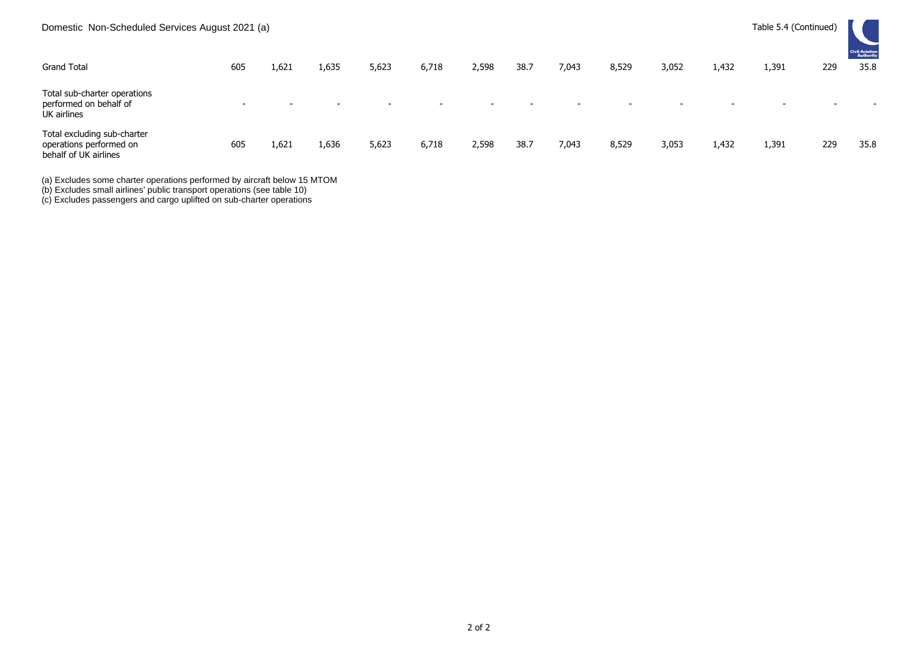Domestic Non-Scheduled Services August 2021 (a)

Table 5.4 (Continued)

| | | | | | | | | | | | | | | |
|---|---|---|---|---|---|---|---|---|---|---|---|---|---|---|
| Grand Total | 605 | 1,621 | 1,635 | 5,623 | 6,718 | 2,598 | 38.7 | 7,043 | 8,529 | 3,052 | 1,432 | 1,391 | 229 | 35.8 |
| Total sub-charter operations performed on behalf of UK airlines | - | - | - | - | - | - | - | - | - | - | - | - | - | - |
| Total excluding sub-charter operations performed on behalf of UK airlines | 605 | 1,621 | 1,636 | 5,623 | 6,718 | 2,598 | 38.7 | 7,043 | 8,529 | 3,053 | 1,432 | 1,391 | 229 | 35.8 |

(a) Excludes some charter operations performed by aircraft below 15 MTOM
(b) Excludes small airlines' public transport operations (see table 10)
(c) Excludes passengers and cargo uplifted on sub-charter operations